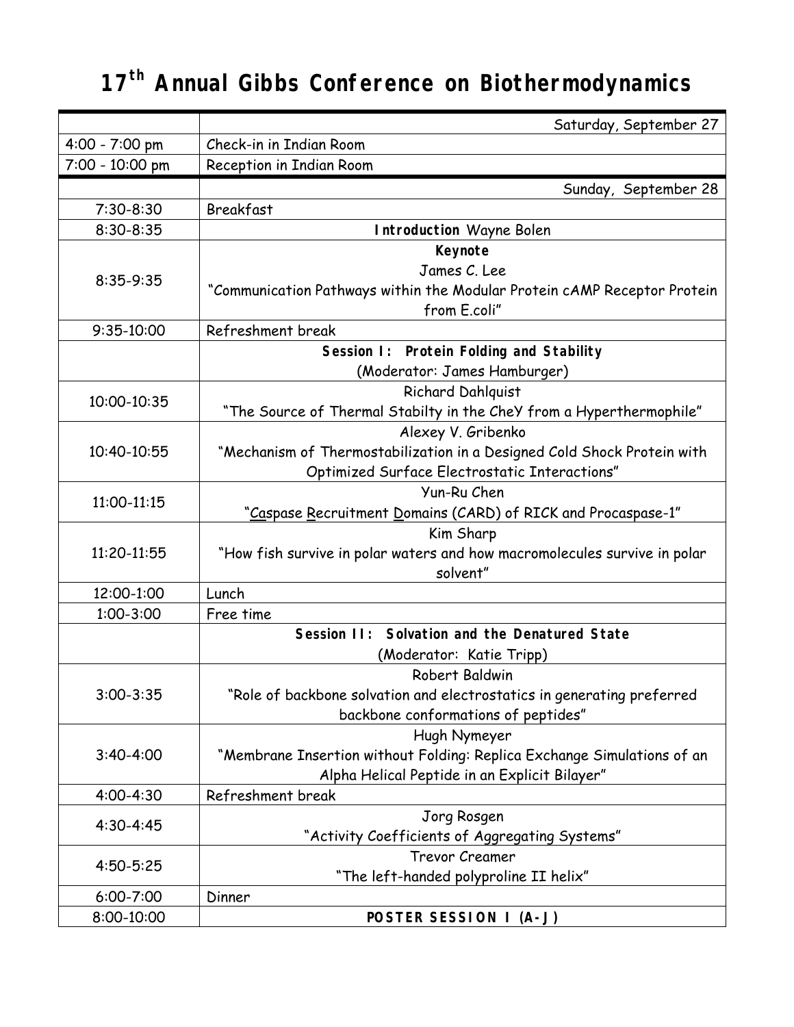# 17th Annual Gibbs Conference on Biothermodynamics

| | Saturday, September 27 |
|---|---|
| 4:00 - 7:00 pm | Check-in in Indian Room |
| 7:00 - 10:00 pm | Reception in Indian Room |
| | Sunday, September 28 |
| 7:30-8:30 | Breakfast |
| 8:30-8:35 | **Introduction** Wayne Bolen |
| 8:35-9:35 | **Keynote**<br>James C. Lee<br>"Communication Pathways within the Modular Protein cAMP Receptor Protein from E.coli" |
| 9:35-10:00 | Refreshment break |
| | **Session I: Protein Folding and Stability**<br>(Moderator: James Hamburger) |
| 10:00-10:35 | Richard Dahlquist<br>"The Source of Thermal Stabilty in the CheY from a Hyperthermophile" |
| 10:40-10:55 | Alexey V. Gribenko<br>"Mechanism of Thermostabilization in a Designed Cold Shock Protein with Optimized Surface Electrostatic Interactions" |
| 11:00-11:15 | Yun-Ru Chen<br>"Caspase Recruitment Domains (CARD) of RICK and Procaspase-1" |
| 11:20-11:55 | Kim Sharp<br>"How fish survive in polar waters and how macromolecules survive in polar solvent" |
| 12:00-1:00 | Lunch |
| 1:00-3:00 | Free time |
| | **Session II: Solvation and the Denatured State**<br>(Moderator: Katie Tripp) |
| 3:00-3:35 | Robert Baldwin<br>"Role of backbone solvation and electrostatics in generating preferred backbone conformations of peptides" |
| 3:40-4:00 | Hugh Nymeyer<br>"Membrane Insertion without Folding: Replica Exchange Simulations of an Alpha Helical Peptide in an Explicit Bilayer" |
| 4:00-4:30 | Refreshment break |
| 4:30-4:45 | Jorg Rosgen<br>"Activity Coefficients of Aggregating Systems" |
| 4:50-5:25 | Trevor Creamer<br>"The left-handed polyproline II helix" |
| 6:00-7:00 | Dinner |
| 8:00-10:00 | **POSTER SESSION I (A-J)** |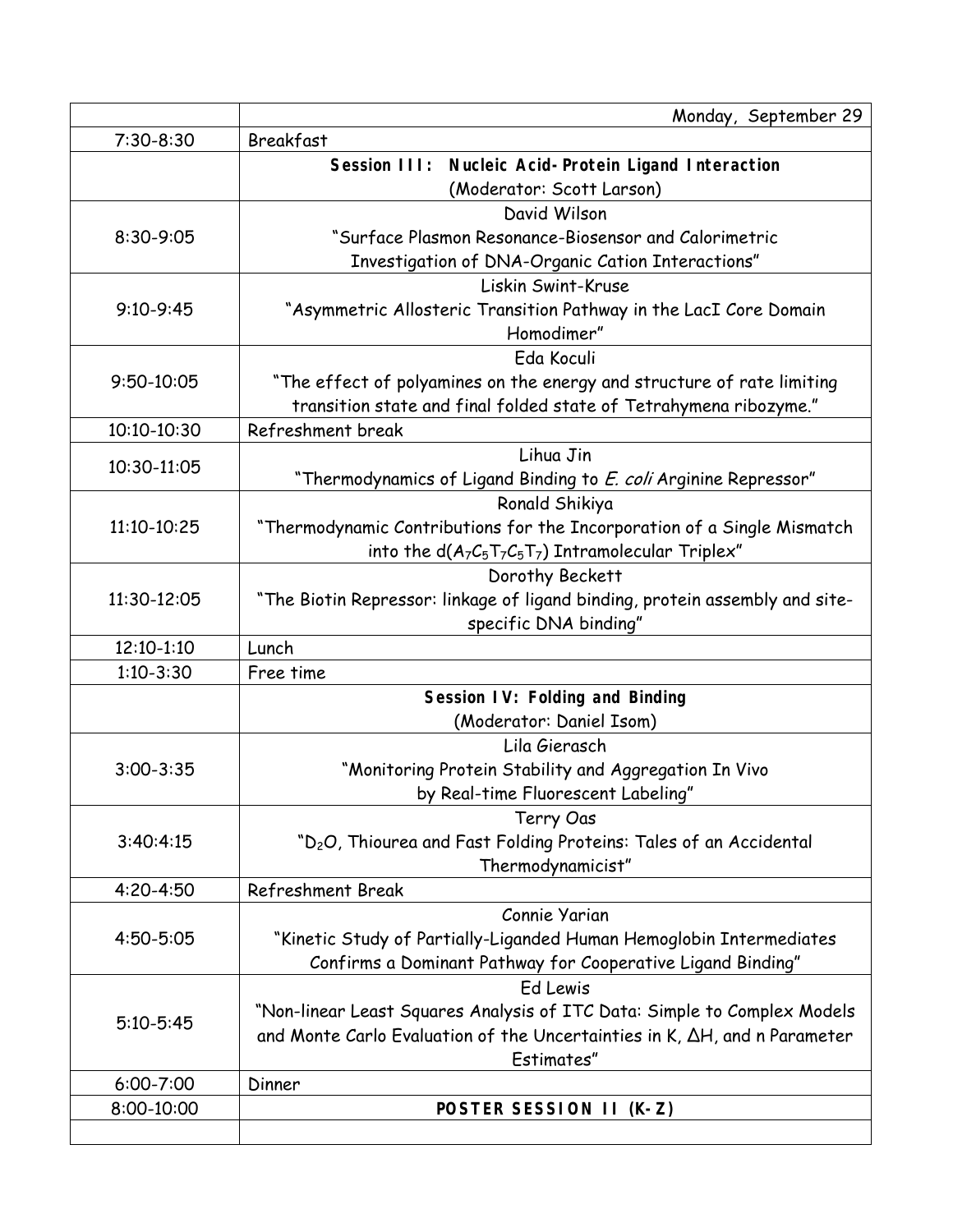| | Monday, September 29 |
|---|---|
| 7:30-8:30 | Breakfast |
| | **Session III: Nucleic Acid-Protein Ligand Interaction** (Moderator: Scott Larson) |
| 8:30-9:05 | David Wilson "Surface Plasmon Resonance-Biosensor and Calorimetric Investigation of DNA-Organic Cation Interactions" |
| 9:10-9:45 | Liskin Swint-Kruse "Asymmetric Allosteric Transition Pathway in the LacI Core Domain Homodimer" |
| 9:50-10:05 | Eda Koculi "The effect of polyamines on the energy and structure of rate limiting transition state and final folded state of Tetrahymena ribozyme." |
| 10:10-10:30 | Refreshment break |
| 10:30-11:05 | Lihua Jin "Thermodynamics of Ligand Binding to *E. coli* Arginine Repressor" |
| 11:10-10:25 | Ronald Shikiya "Thermodynamic Contributions for the Incorporation of a Single Mismatch into the $d(A_7C_5T_7C_5T_7)$ Intramolecular Triplex" |
| 11:30-12:05 | Dorothy Beckett "The Biotin Repressor: linkage of ligand binding, protein assembly and site-specific DNA binding" |
| 12:10-1:10 | Lunch |
| 1:10-3:30 | Free time |
| | **Session IV: Folding and Binding** (Moderator: Daniel Isom) |
| 3:00-3:35 | Lila Gierasch "Monitoring Protein Stability and Aggregation In Vivo by Real-time Fluorescent Labeling" |
| 3:40:4:15 | Terry Oas "$D_2O$, Thiourea and Fast Folding Proteins: Tales of an Accidental Thermodynamicist" |
| 4:20-4:50 | Refreshment Break |
| 4:50-5:05 | Connie Yarian "Kinetic Study of Partially-Liganded Human Hemoglobin Intermediates Confirms a Dominant Pathway for Cooperative Ligand Binding" |
| 5:10-5:45 | Ed Lewis "Non-linear Least Squares Analysis of ITC Data: Simple to Complex Models and Monte Carlo Evaluation of the Uncertainties in K, $\Delta H$, and n Parameter Estimates" |
| 6:00-7:00 | Dinner |
| 8:00-10:00 | **POSTER SESSION II (K-Z)** |
| | |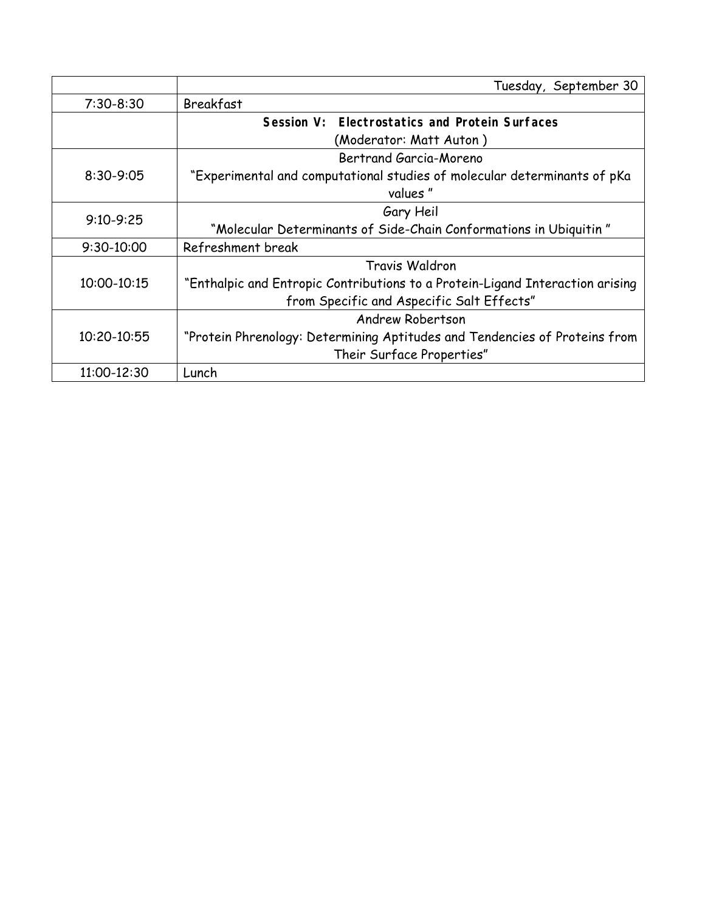| | Tuesday, September 30 |
|---|---|
| 7:30-8:30 | Breakfast |
| | **Session V: Electrostatics and Protein Surfaces** (Moderator: Matt Auton ) |
| 8:30-9:05 | Bertrand Garcia-Moreno "Experimental and computational studies of molecular determinants of pKa values " |
| 9:10-9:25 | Gary Heil "Molecular Determinants of Side-Chain Conformations in Ubiquitin " |
| 9:30-10:00 | Refreshment break |
| 10:00-10:15 | Travis Waldron "Enthalpic and Entropic Contributions to a Protein-Ligand Interaction arising from Specific and Aspecific Salt Effects" |
| 10:20-10:55 | Andrew Robertson "Protein Phrenology: Determining Aptitudes and Tendencies of Proteins from Their Surface Properties" |
| 11:00-12:30 | Lunch |